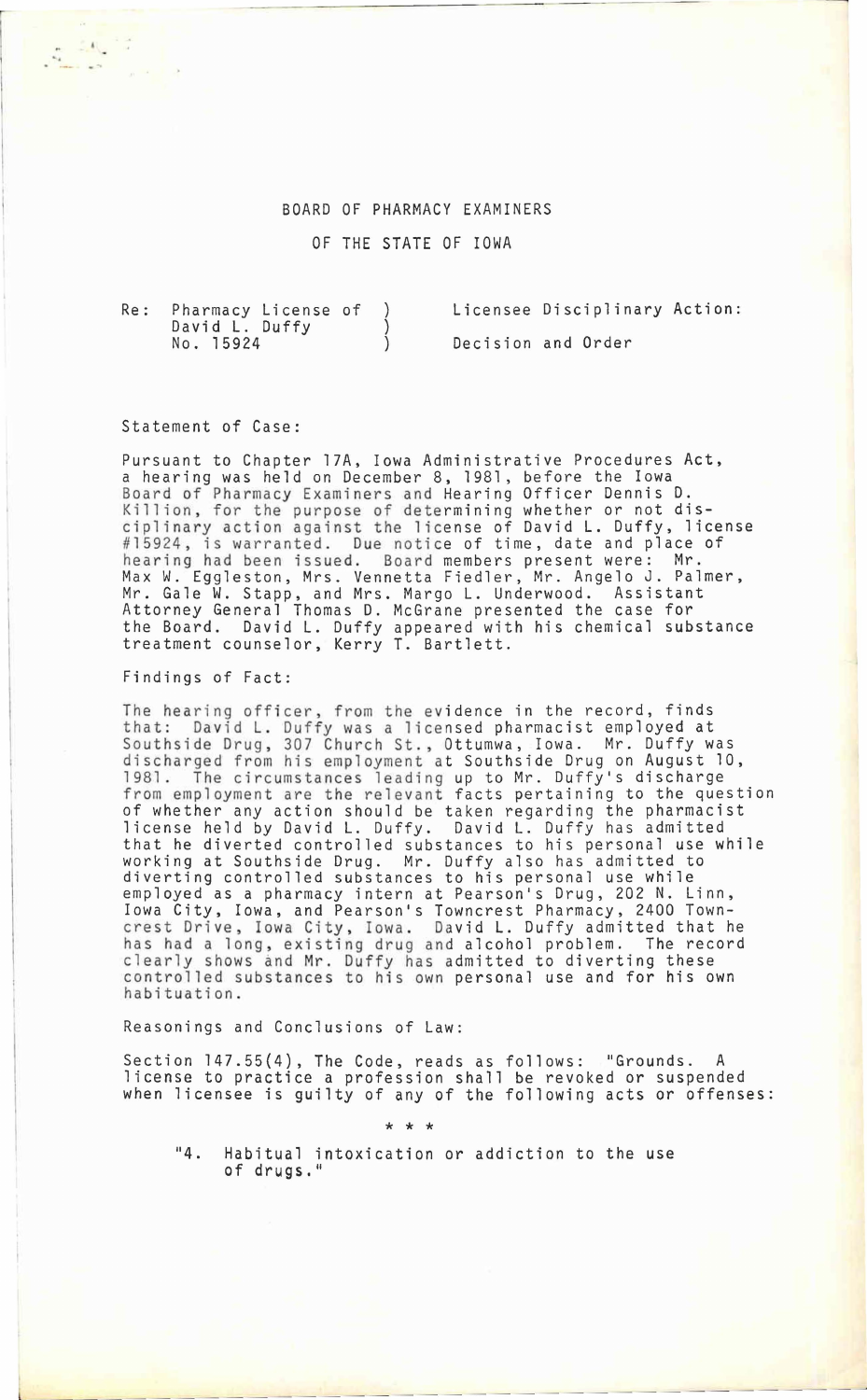BOARD OF PHARMACY EXAMINERS

OF THE STATE OF IOWA

| | |
|---|---|
| Re: Pharmacy License of David L. Duffy No. 15924 | Licensee Disciplinary Action: Decision and Order |

Statement of Case:

Pursuant to Chapter 17A, Iowa Administrative Procedures Act, a hearing was held on December 8, 1981, before the Iowa Board of Pharmacy Examiners and Hearing Officer Dennis D. Killion, for the purpose of determining whether or not disciplinary action against the license of David L. Duffy, license #15924, is warranted. Due notice of time, date and place of hearing had been issued. Board members present were: Mr. Max W. Eggleston, Mrs. Vennetta Fiedler, Mr. Angelo J. Palmer, Mr. Gale W. Stapp, and Mrs. Margo L. Underwood. Assistant Attorney General Thomas D. McGrane presented the case for the Board. David L. Duffy appeared with his chemical substance treatment counselor, Kerry T. Bartlett.

Findings of Fact:

The hearing officer, from the evidence in the record, finds that: David L. Duffy was a licensed pharmacist employed at Southside Drug, 307 Church St., Ottumwa, Iowa. Mr. Duffy was discharged from his employment at Southside Drug on August 10, 1981. The circumstances leading up to Mr. Duffy's discharge from employment are the relevant facts pertaining to the question of whether any action should be taken regarding the pharmacist license held by David L. Duffy. David L. Duffy has admitted that he diverted controlled substances to his personal use while working at Southside Drug. Mr. Duffy also has admitted to diverting controlled substances to his personal use while employed as a pharmacy intern at Pearson's Drug, 202 N. Linn, Iowa City, Iowa, and Pearson's Towncrest Pharmacy, 2400 Towncrest Drive, Iowa City, Iowa. David L. Duffy admitted that he has had a long, existing drug and alcohol problem. The record clearly shows and Mr. Duffy has admitted to diverting these controlled substances to his own personal use and for his own habituation.

Reasonings and Conclusions of Law:

Section 147.55(4), The Code, reads as follows: "Grounds. A license to practice a profession shall be revoked or suspended when licensee is guilty of any of the following acts or offenses:

\* \* \*

"4. Habitual intoxication or addiction to the use of drugs."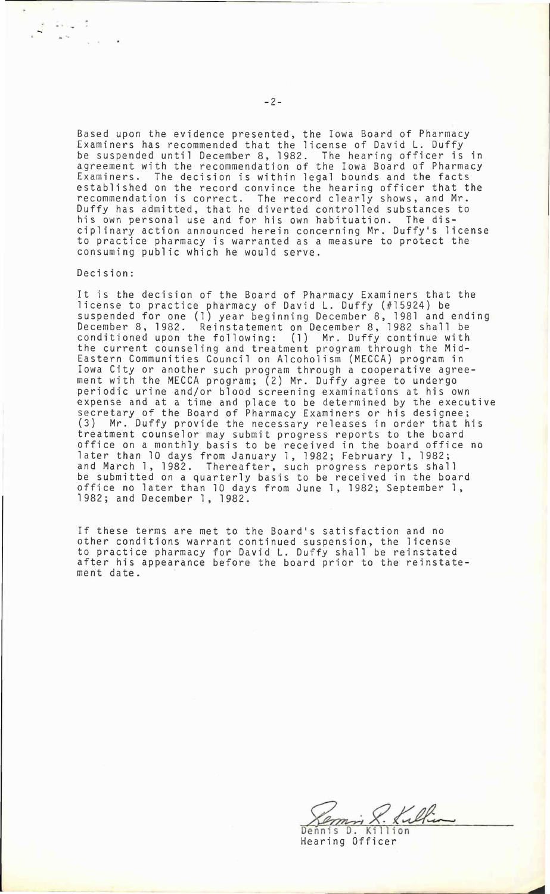Based upon the evidence presented, the Iowa Board of Pharmacy Examiners has recommended that the license of David L. Duffy be suspended until December 8, 1982. The hearing officer is in agreement with the recommendation of the Iowa Board of Pharmacy Examiners. The decision is within legal bounds and the facts established on the record convince the hearing officer that the recommendation is correct. The record clearly shows, and Mr. Duffy has admitted, that he diverted controlled substances to his own personal use and for his own habituation. The disciplinary action announced herein concerning Mr. Duffy's license to practice pharmacy is warranted as a measure to protect the consuming public which he would serve.

Decision:

It is the decision of the Board of Pharmacy Examiners that the license to practice pharmacy of David L. Duffy (#15924) be suspended for one (1) year beginning December 8, 1981 and ending December 8, 1982. Reinstatement on December 8, 1982 shall be conditioned upon the following: (1) Mr. Duffy continue with the current counseling and treatment program through the Mid-Eastern Communities Council on Alcoholism (MECCA) program in Iowa City or another such program through a cooperative agreement with the MECCA program; (2) Mr. Duffy agree to undergo periodic urine and/or blood screening examinations at his own expense and at a time and place to be determined by the executive secretary of the Board of Pharmacy Examiners or his designee; (3) Mr. Duffy provide the necessary releases in order that his treatment counselor may submit progress reports to the board office on a monthly basis to be received in the board office no later than 10 days from January 1, 1982; February 1, 1982; and March 1, 1982. Thereafter, such progress reports shall be submitted on a quarterly basis to be received in the board office no later than 10 days from June 1, 1982; September 1, 1982; and December 1, 1982.

If these terms are met to the Board's satisfaction and no other conditions warrant continued suspension, the license to practice pharmacy for David L. Duffy shall be reinstated after his appearance before the board prior to the reinstatement date.

Dennis D. Killion
Hearing Officer